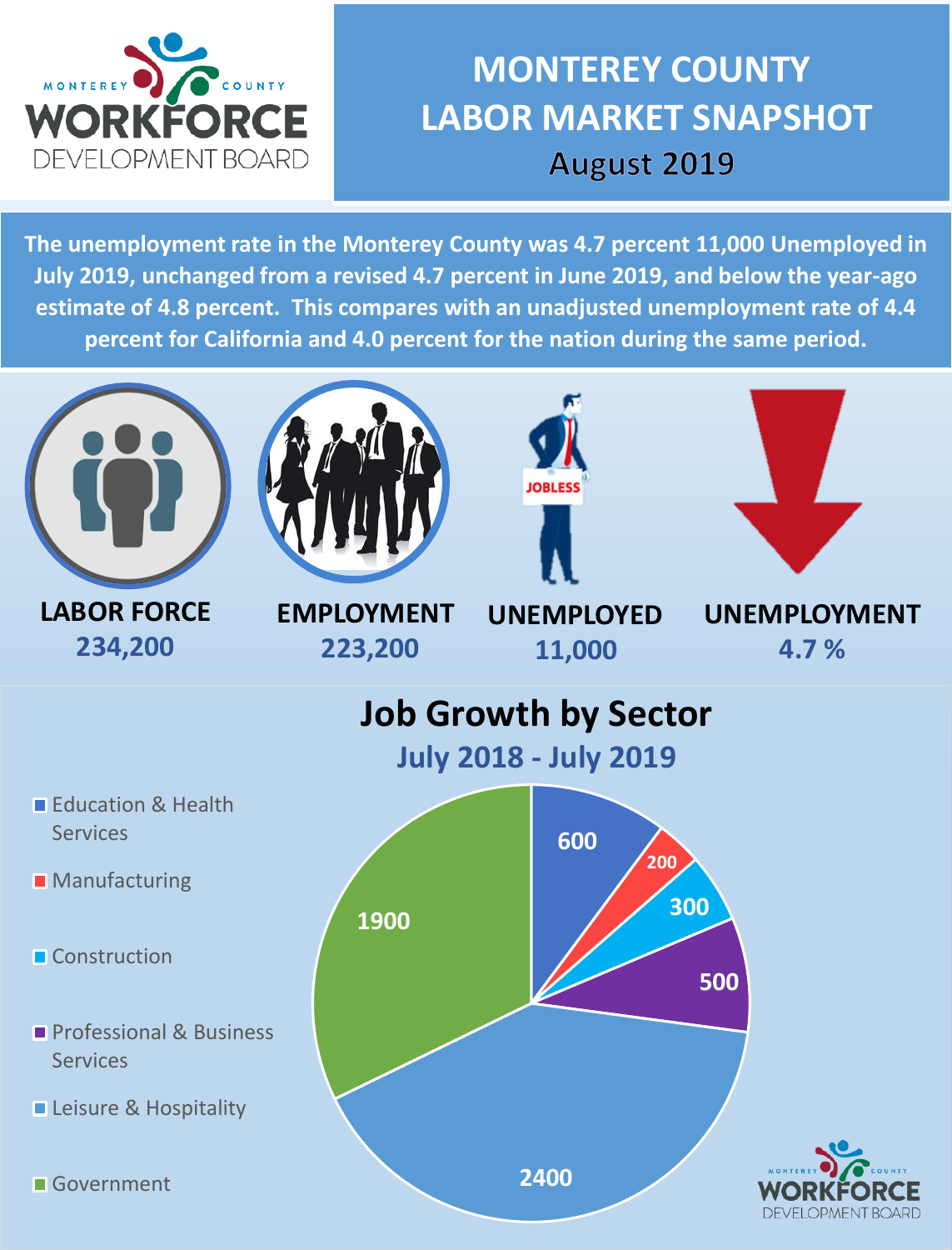# MONTEREY COUNTY LABOR MARKET SNAPSHOT

## August 2019

**The unemployment rate in the Monterey County was 4.7 percent 11,000 Unemployed in July 2019, unchanged from a revised 4.7 percent in June 2019, and below the year-ago estimate of 4.8 percent. This compares with an unadjusted unemployment rate of 4.4 percent for California and 4.0 percent for the nation during the same period.**

| LABOR FORCE | EMPLOYMENT | UNEMPLOYED | UNEMPLOYMENT |
| --- | --- | --- | --- |
| 234,200 | 223,200 | 11,000 | 4.7 % |

## Job Growth by Sector

### July 2018 - July 2019

| Sector | Jobs |
| --- | --- |
| Education & Health Services | 600 |
| Manufacturing | 200 |
| Construction | 300 |
| Professional & Business Services | 500 |
| Leisure & Hospitality | 2400 |
| Government | 1900 |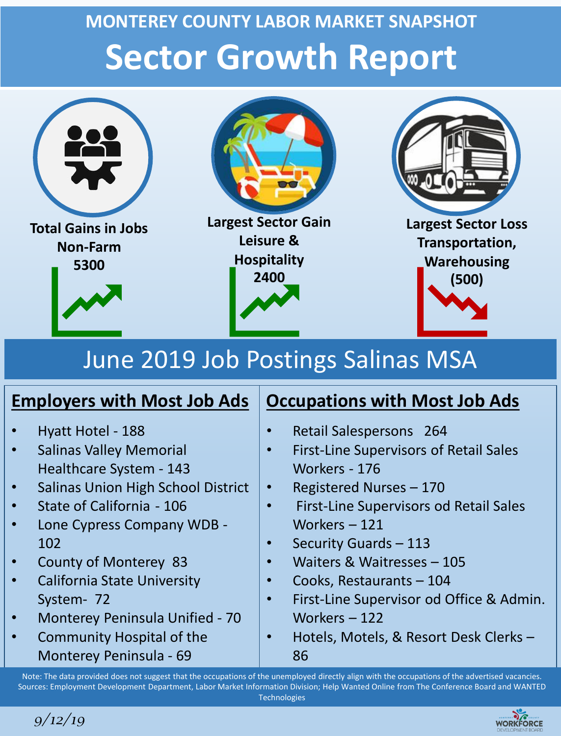# MONTEREY COUNTY LABOR MARKET SNAPSHOT

# Sector Growth Report

**Total Gains in Jobs Non-Farm 5300**

**Largest Sector Gain Leisure & Hospitality 2400**

**Largest Sector Loss Transportation, Warehousing (500)**

## June 2019 Job Postings Salinas MSA

### Employers with Most Job Ads

- Hyatt Hotel - 188
- Salinas Valley Memorial Healthcare System - 143
- Salinas Union High School District
- State of California - 106
- Lone Cypress Company WDB - 102
- County of Monterey 83
- California State University System- 72
- Monterey Peninsula Unified - 70
- Community Hospital of the Monterey Peninsula - 69

### Occupations with Most Job Ads

- Retail Salespersons 264
- First-Line Supervisors of Retail Sales Workers - 176
- Registered Nurses – 170
- First-Line Supervisors od Retail Sales Workers – 121
- Security Guards – 113
- Waiters & Waitresses – 105
- Cooks, Restaurants – 104
- First-Line Supervisor od Office & Admin. Workers – 122
- Hotels, Motels, & Resort Desk Clerks – 86

Note: The data provided does not suggest that the occupations of the unemployed directly align with the occupations of the advertised vacancies. Sources: Employment Development Department, Labor Market Information Division; Help Wanted Online from The Conference Board and WANTED Technologies

*9/12/19*

WORKFORCE DEVELOPMENT BOARD